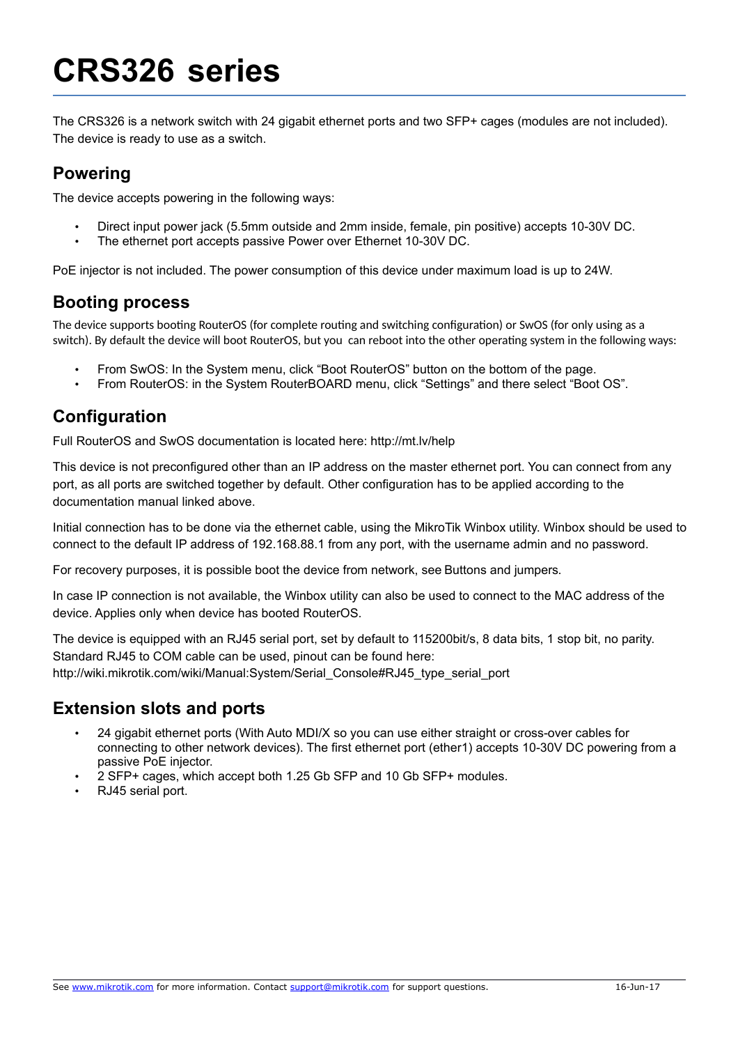# CRS326 series

The CRS326 is a network switch with 24 gigabit ethernet ports and two SFP+ cages (modules are not included). The device is ready to use as a switch.

## Powering

The device accepts powering in the following ways:

- Direct input power jack (5.5mm outside and 2mm inside, female, pin positive) accepts 10-30V DC.
- The ethernet port accepts passive Power over Ethernet 10-30V DC.

PoE injector is not included. The power consumption of this device under maximum load is up to 24W.

## Booting process

The device supports booting RouterOS (for complete routing and switching configuration) or SwOS (for only using as a switch). By default the device will boot RouterOS, but you can reboot into the other operating system in the following ways:

- From SwOS: In the System menu, click “Boot RouterOS” button on the bottom of the page.
- From RouterOS: in the System RouterBOARD menu, click “Settings” and there select “Boot OS”.

## Configuration

Full RouterOS and SwOS documentation is located here: http://mt.lv/help

This device is not preconfigured other than an IP address on the master ethernet port. You can connect from any port, as all ports are switched together by default. Other configuration has to be applied according to the documentation manual linked above.

Initial connection has to be done via the ethernet cable, using the MikroTik Winbox utility. Winbox should be used to connect to the default IP address of 192.168.88.1 from any port, with the username admin and no password.

For recovery purposes, it is possible boot the device from network, see Buttons and jumpers.

In case IP connection is not available, the Winbox utility can also be used to connect to the MAC address of the device. Applies only when device has booted RouterOS.

The device is equipped with an RJ45 serial port, set by default to 115200bit/s, 8 data bits, 1 stop bit, no parity. Standard RJ45 to COM cable can be used, pinout can be found here: http://wiki.mikrotik.com/wiki/Manual:System/Serial_Console#RJ45_type_serial_port

## Extension slots and ports

- 24 gigabit ethernet ports (With Auto MDI/X so you can use either straight or cross-over cables for connecting to other network devices). The first ethernet port (ether1) accepts 10-30V DC powering from a passive PoE injector.
- 2 SFP+ cages, which accept both 1.25 Gb SFP and 10 Gb SFP+ modules.
- RJ45 serial port.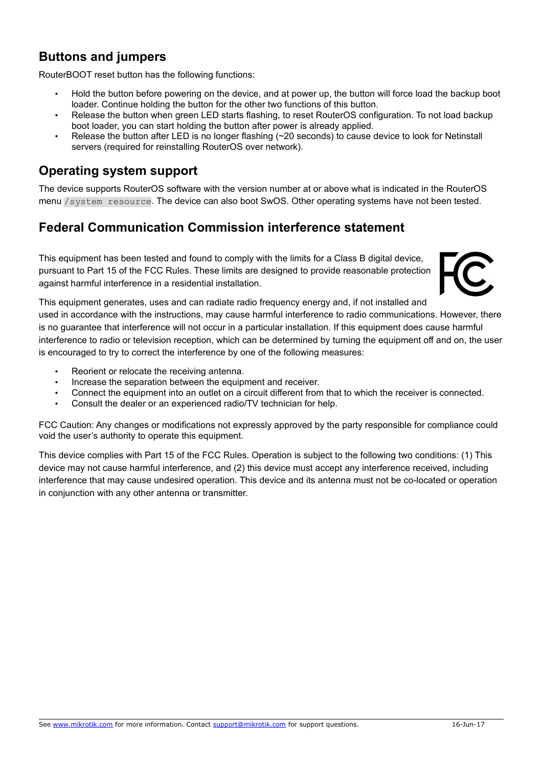## Buttons and jumpers

RouterBOOT reset button has the following functions:

- Hold the button before powering on the device, and at power up, the button will force load the backup boot loader. Continue holding the button for the other two functions of this button.
- Release the button when green LED starts flashing, to reset RouterOS configuration. To not load backup boot loader, you can start holding the button after power is already applied.
- Release the button after LED is no longer flashing (~20 seconds) to cause device to look for Netinstall servers (required for reinstalling RouterOS over network).

## Operating system support

The device supports RouterOS software with the version number at or above what is indicated in the RouterOS menu `/system resource`. The device can also boot SwOS. Other operating systems have not been tested.

## Federal Communication Commission interference statement

This equipment has been tested and found to comply with the limits for a Class B digital device, pursuant to Part 15 of the FCC Rules. These limits are designed to provide reasonable protection against harmful interference in a residential installation.

This equipment generates, uses and can radiate radio frequency energy and, if not installed and used in accordance with the instructions, may cause harmful interference to radio communications. However, there is no guarantee that interference will not occur in a particular installation. If this equipment does cause harmful interference to radio or television reception, which can be determined by turning the equipment off and on, the user is encouraged to try to correct the interference by one of the following measures:

- Reorient or relocate the receiving antenna.
- Increase the separation between the equipment and receiver.
- Connect the equipment into an outlet on a circuit different from that to which the receiver is connected.
- Consult the dealer or an experienced radio/TV technician for help.

FCC Caution: Any changes or modifications not expressly approved by the party responsible for compliance could void the user's authority to operate this equipment.

This device complies with Part 15 of the FCC Rules. Operation is subject to the following two conditions: (1) This device may not cause harmful interference, and (2) this device must accept any interference received, including interference that may cause undesired operation. This device and its antenna must not be co-located or operation in conjunction with any other antenna or transmitter.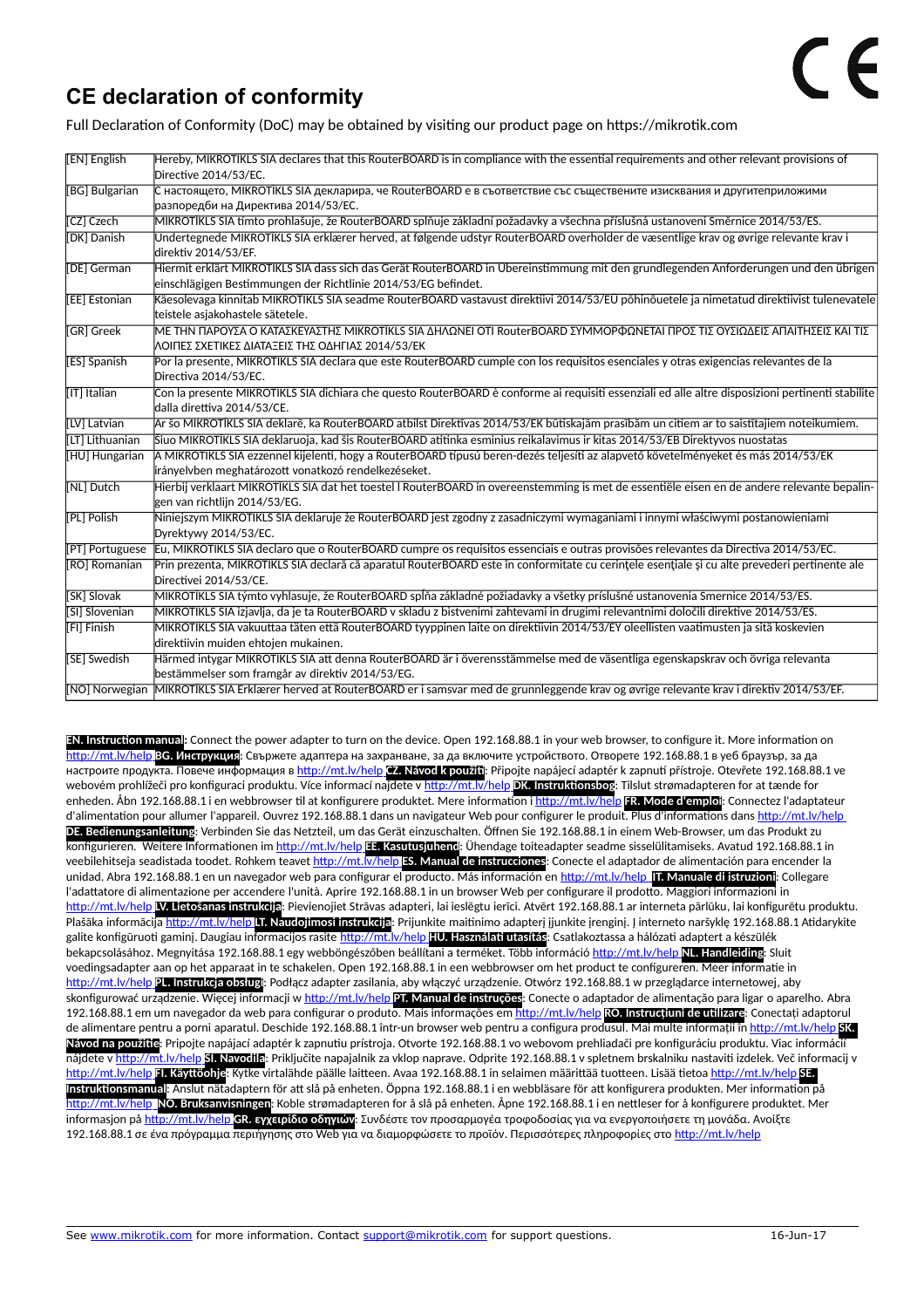# CE declaration of conformity

Full Declaration of Conformity (DoC) may be obtained by visiting our product page on https://mikrotik.com

| | |
|---|---|
| [EN] English | Hereby, MIKROTIKLS SIA declares that this RouterBOARD is in compliance with the essential requirements and other relevant provisions of Directive 2014/53/EC. |
| [BG] Bulgarian | С настоящето, MIKROTIKLS SIA декларира, че RouterBOARD е в съответствие със съществените изисквания и другитеприложими разпоредби на Директива 2014/53/EC. |
| [CZ] Czech | MIKROTIKLS SIA tímto prohlašuje, že RouterBOARD splňuje základní požadavky a všechna příslušná ustanoveni Směrnice 2014/53/ES. |
| [DK] Danish | Undertegnede MIKROTIKLS SIA erklærer herved, at følgende udstyr RouterBOARD overholder de væsentlige krav og øvrige relevante krav i direktiv 2014/53/EF. |
| [DE] German | Hiermit erklärt MIKROTIKLS SIA dass sich das Gerät RouterBOARD in Übereinstimmung mit den grundlegenden Anforderungen und den übrigen einschlägigen Bestimmungen der Richtlinie 2014/53/EG befindet. |
| [EE] Estonian | Käesolevaga kinnitab MIKROTIKLS SIA seadme RouterBOARD vastavust direktiivi 2014/53/EU põhinõuetele ja nimetatud direktiivist tulenevatele teistele asjakohastele sätetele. |
| [GR] Greek | ΜΕ ΤΗΝ ΠΑΡΟΥΣΑ Ο ΚΑΤΑΣΚΕΥΑΣΤΗΣ MIKROTIKLS SIA ΔΗΛΩΝΕΙ ΟΤΙ RouterBOARD ΣΥΜΜΟΡΦΩΝΕΤΑΙ ΠΡΟΣ ΤΙΣ ΟΥΣΙΩΔΕΙΣ ΑΠΑΙΤΗΣΕΙΣ ΚΑΙ ΤΙΣ ΛΟΙΠΕΣ ΣΧΕΤΙΚΕΣ ΔΙΑΤΑΞΕΙΣ ΤΗΣ ΟΔΗΓΙΑΣ 2014/53/EK |
| [ES] Spanish | Por la presente, MIKROTIKLS SIA declara que este RouterBOARD cumple con los requisitos esenciales y otras exigencias relevantes de la Directiva 2014/53/EC. |
| [IT] Italian | Con la presente MIKROTIKLS SIA dichiara che questo RouterBOARD è conforme ai requisiti essenziali ed alle altre disposizioni pertinenti stabilite dalla direttiva 2014/53/CE. |
| [LV] Latvian | Ar šo MIKROTIKLS SIA deklarē, ka RouterBOARD atbilst Direktīvas 2014/53/EK būtiskajām prasībām un citiem ar to saistītajiem noteikumiem. |
| [LT] Lithuanian | Šiuo MIKROTIKLS SIA deklaruoja, kad šis RouterBOARD atitinka esminius reikalavimus ir kitas 2014/53/EB Direktyvos nuostatas |
| [HU] Hungarian | A MIKROTIKLS SIA ezzennel kijelenti, hogy a RouterBOARD típusú beren-dezés teljesíti az alapvető követelményeket és más 2014/53/EK irányelvben meghatározott vonatkozó rendelkezéseket. |
| [NL] Dutch | Hierbij verklaart MIKROTIKLS SIA dat het toestel l RouterBOARD in overeenstemming is met de essentiële eisen en de andere relevante bepalingen van richtlijn 2014/53/EG. |
| [PL] Polish | Niniejszym MIKROTIKLS SIA deklaruje że RouterBOARD jest zgodny z zasadniczymi wymaganiami i innymi właściwymi postanowieniami Dyrektywy 2014/53/EC. |
| [PT] Portuguese | Eu, MIKROTIKLS SIA declaro que o RouterBOARD cumpre os requisitos essenciais e outras provisões relevantes da Directiva 2014/53/EC. |
| [RO] Romanian | Prin prezenta, MIKROTIKLS SIA declară că aparatul RouterBOARD este în conformitate cu cerințele esențiale și cu alte prevederi pertinente ale Directivei 2014/53/CE. |
| [SK] Slovak | MIKROTIKLS SIA týmto vyhlasuje, že RouterBOARD spĺňa základné požiadavky a všetky príslušné ustanovenia Smernice 2014/53/ES. |
| [SI] Slovenian | MIKROTIKLS SIA izjavlja, da je ta RouterBOARD v skladu z bistvenimi zahtevami in drugimi relevantnimi določili direktive 2014/53/ES. |
| [FI] Finish | MIKROTIKLS SIA vakuuttaa täten että RouterBOARD tyyppinen laite on direktiivin 2014/53/EY oleellisten vaatimusten ja sitä koskevien direktiivin muiden ehtojen mukainen. |
| [SE] Swedish | Härmed intygar MIKROTIKLS SIA att denna RouterBOARD är i överensstämmelse med de väsentliga egenskapskrav och övriga relevanta bestämmelser som framgår av direktiv 2014/53/EG. |
| [NO] Norwegian | MIKROTIKLS SIA Erklærer herved at RouterBOARD er i samsvar med de grunnleggende krav og øvrige relevante krav i direktiv 2014/53/EF. |

**EN. Instruction manual:** Connect the power adapter to turn on the device. Open 192.168.88.1 in your web browser, to configure it. More information on http://mt.lv/help **BG. Инструкция**: Свържете адаптера на захранване, за да включите устройството. Отворете 192.168.88.1 в уеб браузър, за да настроите продукта. Повече информация в http://mt.lv/help **CZ. Návod k použití**: Připojte napájecí adaptér k zapnutí přístroje. Otevřete 192.168.88.1 ve webovém prohlížeči pro konfiguraci produktu. Více informací najdete v http://mt.lv/help **DK. Instruktionsbog**: Tilslut strømadapteren for at tænde for enheden. Åbn 192.168.88.1 i en webbrowser til at konfigurere produktet. Mere information i http://mt.lv/help **FR. Mode d'emploi**: Connectez l'adaptateur d'alimentation pour allumer l'appareil. Ouvrez 192.168.88.1 dans un navigateur Web pour configurer le produit. Plus d'informations dans http://mt.lv/help **DE. Bedienungsanleitung**: Verbinden Sie das Netzteil, um das Gerät einzuschalten. Öffnen Sie 192.168.88.1 in einem Web-Browser, um das Produkt zu konfigurieren. Weitere Informationen im http://mt.lv/help **EE. Kasutusjuhend**: Ühendage toiteadapter seadme sisselülitamiseks. Avatud 192.168.88.1 in veebilehitseja seadistada toodet. Rohkem teavet http://mt.lv/help **ES. Manual de instrucciones**: Conecte el adaptador de alimentación para encender la unidad. Abra 192.168.88.1 en un navegador web para configurar el producto. Más información en http://mt.lv/help **IT. Manuale di istruzioni**: Collegare l'adattatore di alimentazione per accendere l'unità. Aprire 192.168.88.1 in un browser Web per configurare il prodotto. Maggiori informazioni in http://mt.lv/help **LV. Lietošanas instrukcija**: Pievienojiet Strāvas adapteri, lai ieslēgtu ierīci. Atvērt 192.168.88.1 ar interneta pārlūku, lai konfigurētu produktu. Plašāka informācija http://mt.lv/help **LT. Naudojimosi instrukcija**: Prijunkite maitinimo adapterį įjunkite įrenginį. Į interneto naršyklę 192.168.88.1 Atidarykite galite konfigūruoti gaminį. Daugiau informacijos rasite http://mt.lv/help **HU. Használati utasítás**: Csatlakoztassa a hálózati adaptert a készülék bekapcsolásához. Megnyitása 192.168.88.1 egy webböngészőben beállítani a terméket. Több információ http://mt.lv/help **NL. Handleiding**: Sluit voedingsadapter aan op het apparaat in te schakelen. Open 192.168.88.1 in een webbrowser om het product te configureren. Meer informatie in http://mt.lv/help **PL. Instrukcja obsługi**: Podłącz adapter zasilania, aby włączyć urządzenie. Otwórz 192.168.88.1 w przeglądarce internetowej, aby skonfigurować urządzenie. Więcej informacji w http://mt.lv/help **PT. Manual de instruções**: Conecte o adaptador de alimentação para ligar o aparelho. Abra 192.168.88.1 em um navegador da web para configurar o produto. Mais informações em http://mt.lv/help **RO. Instrucțiuni de utilizare**: Conectați adaptorul de alimentare pentru a porni aparatul. Deschide 192.168.88.1 într-un browser web pentru a configura produsul. Mai multe informații în http://mt.lv/help **SK. Návod na použitie**: Pripojte napájací adaptér k zapnutiu prístroja. Otvorte 192.168.88.1 vo webovom prehliadači pre konfiguráciu produktu. Viac informácií nájdete v http://mt.lv/help **SI. Navodila**: Priključite napajalnik za vklop naprave. Odprite 192.168.88.1 v spletnem brskalniku nastaviti izdelek. Več informacij v http://mt.lv/help **FI. Käyttöohje**: Kytke virtalähde päälle laitteen. Avaa 192.168.88.1 in selaimen määrittää tuotteen. Lisää tietoa http://mt.lv/help **SE. Instruktionsmanual**: Anslut nätadaptern för att slå på enheten. Öppna 192.168.88.1 i en webbläsare för att konfigurera produkten. Mer information på http://mt.lv/help **NO. Bruksanvisningen**: Koble strømadapteren for å slå på enheten. Åpne 192.168.88.1 i en nettleser for å konfigurere produktet. Mer informasjon på http://mt.lv/help **GR. εγχειρίδιο οδηγιών**: Συνδέστε τον προσαρμογέα τροφοδοσίας για να ενεργοποιήσετε τη μονάδα. Ανοίξτε 192.168.88.1 σε ένα πρόγραμμα περιήγησης στο Web για να διαμορφώσετε το προϊόν. Περισσότερες πληροφορίες στο http://mt.lv/help

See www.mikrotik.com for more information. Contact support@mikrotik.com for support questions. 16-Jun-17